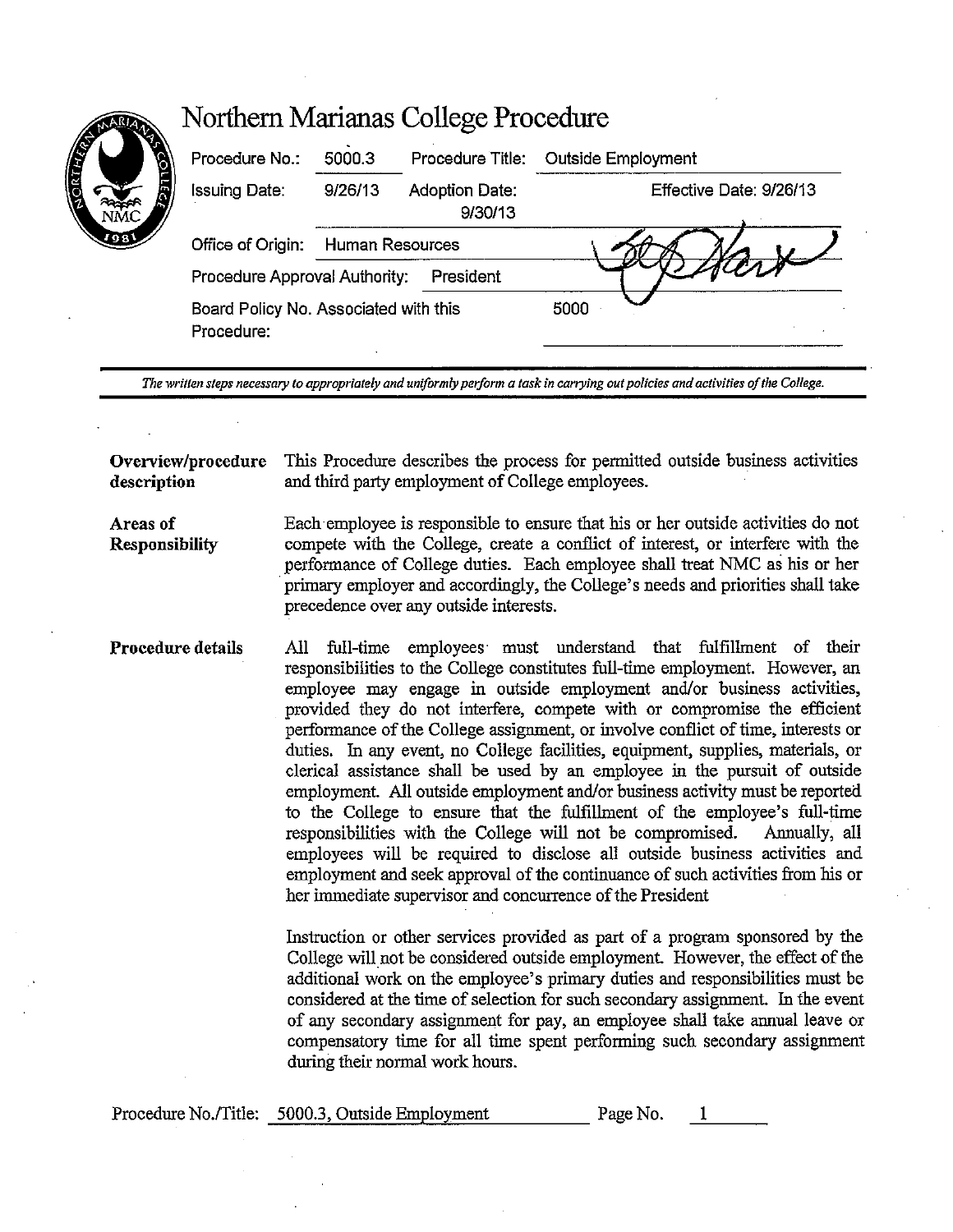# Northern Marianas College Procedure

| | | | |
|---|---|---|---|
| Procedure No.: | 5000.3 | Procedure Title: | Outside Employment |
| Issuing Date: | 9/26/13 | Adoption Date: 9/30/13 | Effective Date: 9/26/13 |
| Office of Origin: | Human Resources | | |
| Procedure Approval Authority: | President | | |
| Board Policy No. Associated with this Procedure: | | | 5000 |

*The written steps necessary to appropriately and uniformly perform a task in carrying out policies and activities of the College.*

**Overview/procedure description**

This Procedure describes the process for permitted outside business activities and third party employment of College employees.

**Areas of Responsibility**

Each employee is responsible to ensure that his or her outside activities do not compete with the College, create a conflict of interest, or interfere with the performance of College duties. Each employee shall treat NMC as his or her primary employer and accordingly, the College's needs and priorities shall take precedence over any outside interests.

**Procedure details**

All full-time employees must understand that fulfillment of their responsibilities to the College constitutes full-time employment. However, an employee may engage in outside employment and/or business activities, provided they do not interfere, compete with or compromise the efficient performance of the College assignment, or involve conflict of time, interests or duties. In any event, no College facilities, equipment, supplies, materials, or clerical assistance shall be used by an employee in the pursuit of outside employment. All outside employment and/or business activity must be reported to the College to ensure that the fulfillment of the employee's full-time responsibilities with the College will not be compromised. Annually, all employees will be required to disclose all outside business activities and employment and seek approval of the continuance of such activities from his or her immediate supervisor and concurrence of the President

Instruction or other services provided as part of a program sponsored by the College will not be considered outside employment. However, the effect of the additional work on the employee's primary duties and responsibilities must be considered at the time of selection for such secondary assignment. In the event of any secondary assignment for pay, an employee shall take annual leave or compensatory time for all time spent performing such secondary assignment during their normal work hours.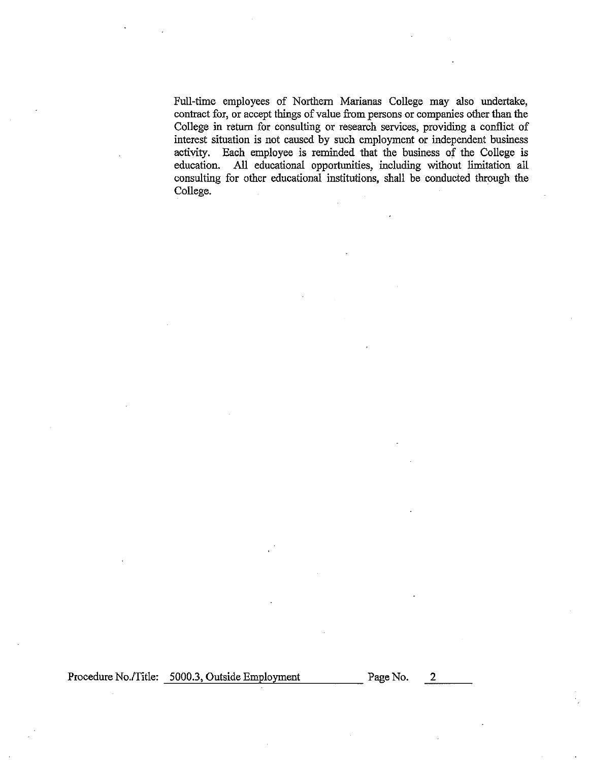Full-time employees of Northern Marianas College may also undertake, contract for, or accept things of value from persons or companies other than the College in return for consulting or research services, providing a conflict of interest situation is not caused by such employment or independent business activity. Each employee is reminded that the business of the College is education. All educational opportunities, including without limitation all consulting for other educational institutions, shall be conducted through the College.